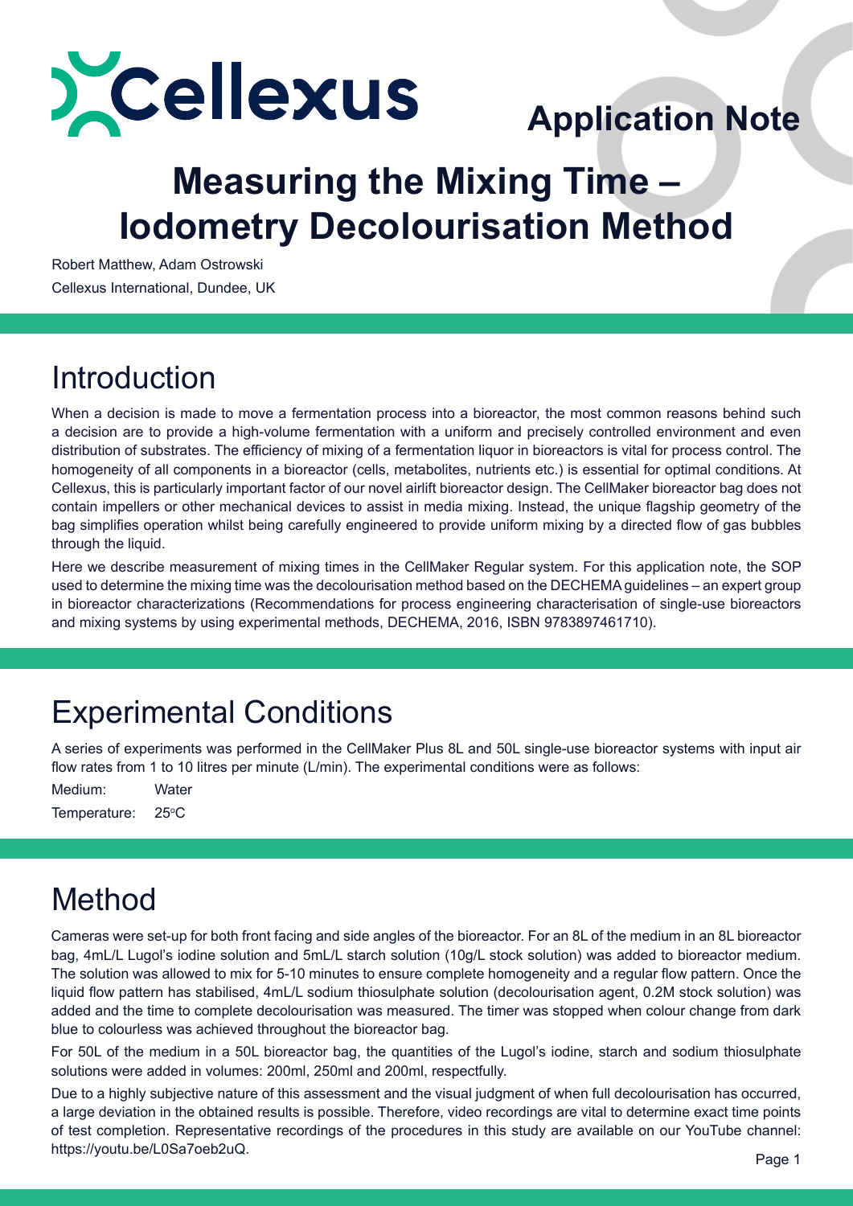Cellexus

Application Note

# Measuring the Mixing Time – Iodometry Decolourisation Method

Robert Matthew, Adam Ostrowski

Cellexus International, Dundee, UK

## Introduction

When a decision is made to move a fermentation process into a bioreactor, the most common reasons behind such a decision are to provide a high-volume fermentation with a uniform and precisely controlled environment and even distribution of substrates. The efficiency of mixing of a fermentation liquor in bioreactors is vital for process control. The homogeneity of all components in a bioreactor (cells, metabolites, nutrients etc.) is essential for optimal conditions. At Cellexus, this is particularly important factor of our novel airlift bioreactor design. The CellMaker bioreactor bag does not contain impellers or other mechanical devices to assist in media mixing. Instead, the unique flagship geometry of the bag simplifies operation whilst being carefully engineered to provide uniform mixing by a directed flow of gas bubbles through the liquid.

Here we describe measurement of mixing times in the CellMaker Regular system. For this application note, the SOP used to determine the mixing time was the decolourisation method based on the DECHEMA guidelines – an expert group in bioreactor characterizations (Recommendations for process engineering characterisation of single-use bioreactors and mixing systems by using experimental methods, DECHEMA, 2016, ISBN 9783897461710).

## Experimental Conditions

A series of experiments was performed in the CellMaker Plus 8L and 50L single-use bioreactor systems with input air flow rates from 1 to 10 litres per minute (L/min). The experimental conditions were as follows:

Medium: Water

Temperature: 25°C

## Method

Cameras were set-up for both front facing and side angles of the bioreactor. For an 8L of the medium in an 8L bioreactor bag, 4mL/L Lugol's iodine solution and 5mL/L starch solution (10g/L stock solution) was added to bioreactor medium. The solution was allowed to mix for 5-10 minutes to ensure complete homogeneity and a regular flow pattern. Once the liquid flow pattern has stabilised, 4mL/L sodium thiosulphate solution (decolourisation agent, 0.2M stock solution) was added and the time to complete decolourisation was measured. The timer was stopped when colour change from dark blue to colourless was achieved throughout the bioreactor bag.

For 50L of the medium in a 50L bioreactor bag, the quantities of the Lugol's iodine, starch and sodium thiosulphate solutions were added in volumes: 200ml, 250ml and 200ml, respectfully.

Due to a highly subjective nature of this assessment and the visual judgment of when full decolourisation has occurred, a large deviation in the obtained results is possible. Therefore, video recordings are vital to determine exact time points of test completion. Representative recordings of the procedures in this study are available on our YouTube channel: https://youtu.be/L0Sa7oeb2uQ.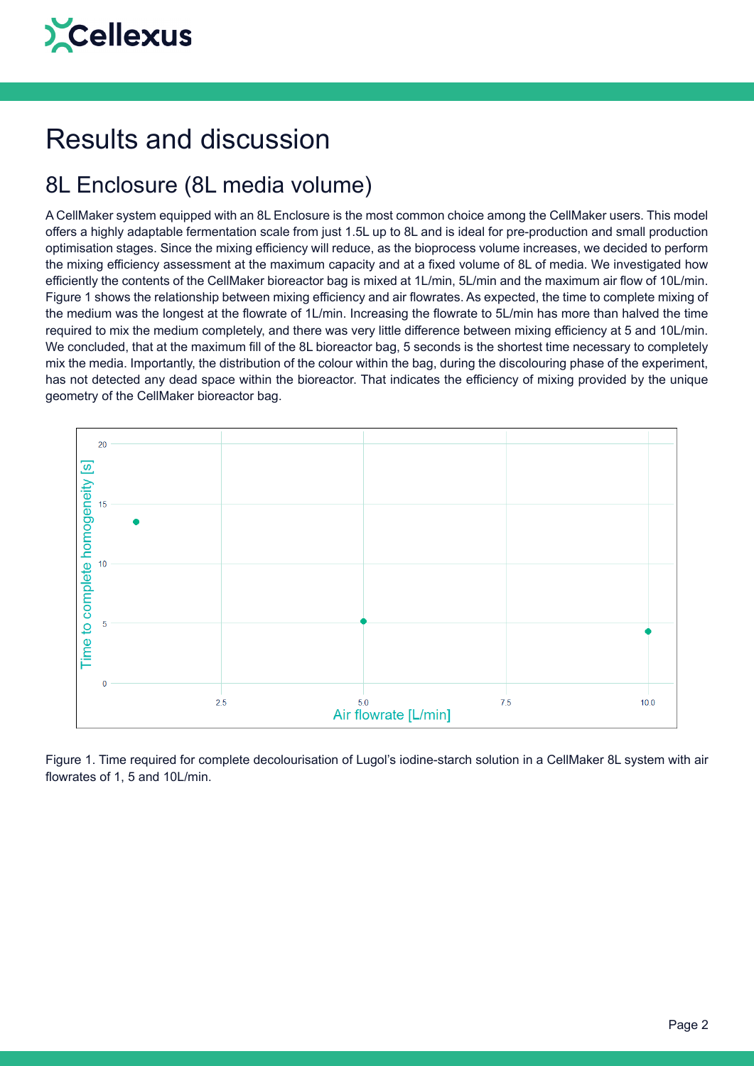# Results and discussion

## 8L Enclosure (8L media volume)

A CellMaker system equipped with an 8L Enclosure is the most common choice among the CellMaker users. This model offers a highly adaptable fermentation scale from just 1.5L up to 8L and is ideal for pre-production and small production optimisation stages. Since the mixing efficiency will reduce, as the bioprocess volume increases, we decided to perform the mixing efficiency assessment at the maximum capacity and at a fixed volume of 8L of media. We investigated how efficiently the contents of the CellMaker bioreactor bag is mixed at 1L/min, 5L/min and the maximum air flow of 10L/min. Figure 1 shows the relationship between mixing efficiency and air flowrates. As expected, the time to complete mixing of the medium was the longest at the flowrate of 1L/min. Increasing the flowrate to 5L/min has more than halved the time required to mix the medium completely, and there was very little difference between mixing efficiency at 5 and 10L/min. We concluded, that at the maximum fill of the 8L bioreactor bag, 5 seconds is the shortest time necessary to completely mix the media. Importantly, the distribution of the colour within the bag, during the discolouring phase of the experiment, has not detected any dead space within the bioreactor. That indicates the efficiency of mixing provided by the unique geometry of the CellMaker bioreactor bag.

Figure 1. Time required for complete decolourisation of Lugol's iodine-starch solution in a CellMaker 8L system with air flowrates of 1, 5 and 10L/min.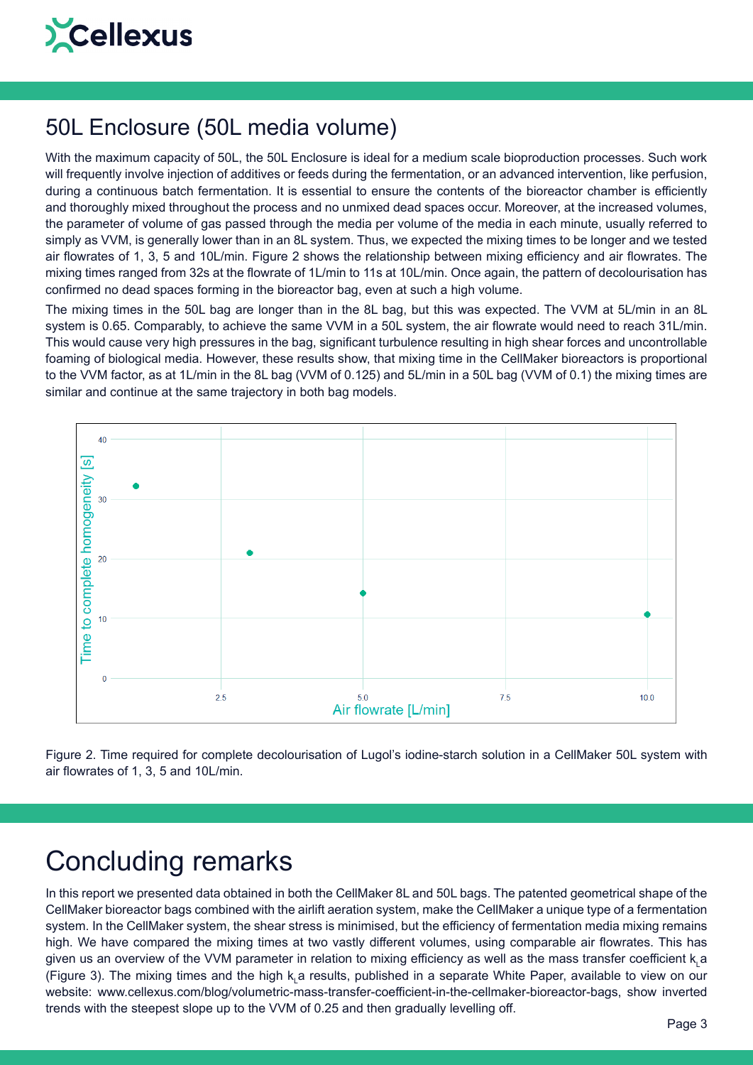## 50L Enclosure (50L media volume)

With the maximum capacity of 50L, the 50L Enclosure is ideal for a medium scale bioproduction processes. Such work will frequently involve injection of additives or feeds during the fermentation, or an advanced intervention, like perfusion, during a continuous batch fermentation. It is essential to ensure the contents of the bioreactor chamber is efficiently and thoroughly mixed throughout the process and no unmixed dead spaces occur. Moreover, at the increased volumes, the parameter of volume of gas passed through the media per volume of the media in each minute, usually referred to simply as VVM, is generally lower than in an 8L system. Thus, we expected the mixing times to be longer and we tested air flowrates of 1, 3, 5 and 10L/min. Figure 2 shows the relationship between mixing efficiency and air flowrates. The mixing times ranged from 32s at the flowrate of 1L/min to 11s at 10L/min. Once again, the pattern of decolourisation has confirmed no dead spaces forming in the bioreactor bag, even at such a high volume.

The mixing times in the 50L bag are longer than in the 8L bag, but this was expected. The VVM at 5L/min in an 8L system is 0.65. Comparably, to achieve the same VVM in a 50L system, the air flowrate would need to reach 31L/min. This would cause very high pressures in the bag, significant turbulence resulting in high shear forces and uncontrollable foaming of biological media. However, these results show, that mixing time in the CellMaker bioreactors is proportional to the VVM factor, as at 1L/min in the 8L bag (VVM of 0.125) and 5L/min in a 50L bag (VVM of 0.1) the mixing times are similar and continue at the same trajectory in both bag models.

Figure 2. Time required for complete decolourisation of Lugol's iodine-starch solution in a CellMaker 50L system with air flowrates of 1, 3, 5 and 10L/min.

## Concluding remarks

In this report we presented data obtained in both the CellMaker 8L and 50L bags. The patented geometrical shape of the CellMaker bioreactor bags combined with the airlift aeration system, make the CellMaker a unique type of a fermentation system. In the CellMaker system, the shear stress is minimised, but the efficiency of fermentation media mixing remains high. We have compared the mixing times at two vastly different volumes, using comparable air flowrates. This has given us an overview of the VVM parameter in relation to mixing efficiency as well as the mass transfer coefficient $k_La$ (Figure 3). The mixing times and the high $k_La$ results, published in a separate White Paper, available to view on our website: www.cellexus.com/blog/volumetric-mass-transfer-coefficient-in-the-cellmaker-bioreactor-bags, show inverted trends with the steepest slope up to the VVM of 0.25 and then gradually levelling off.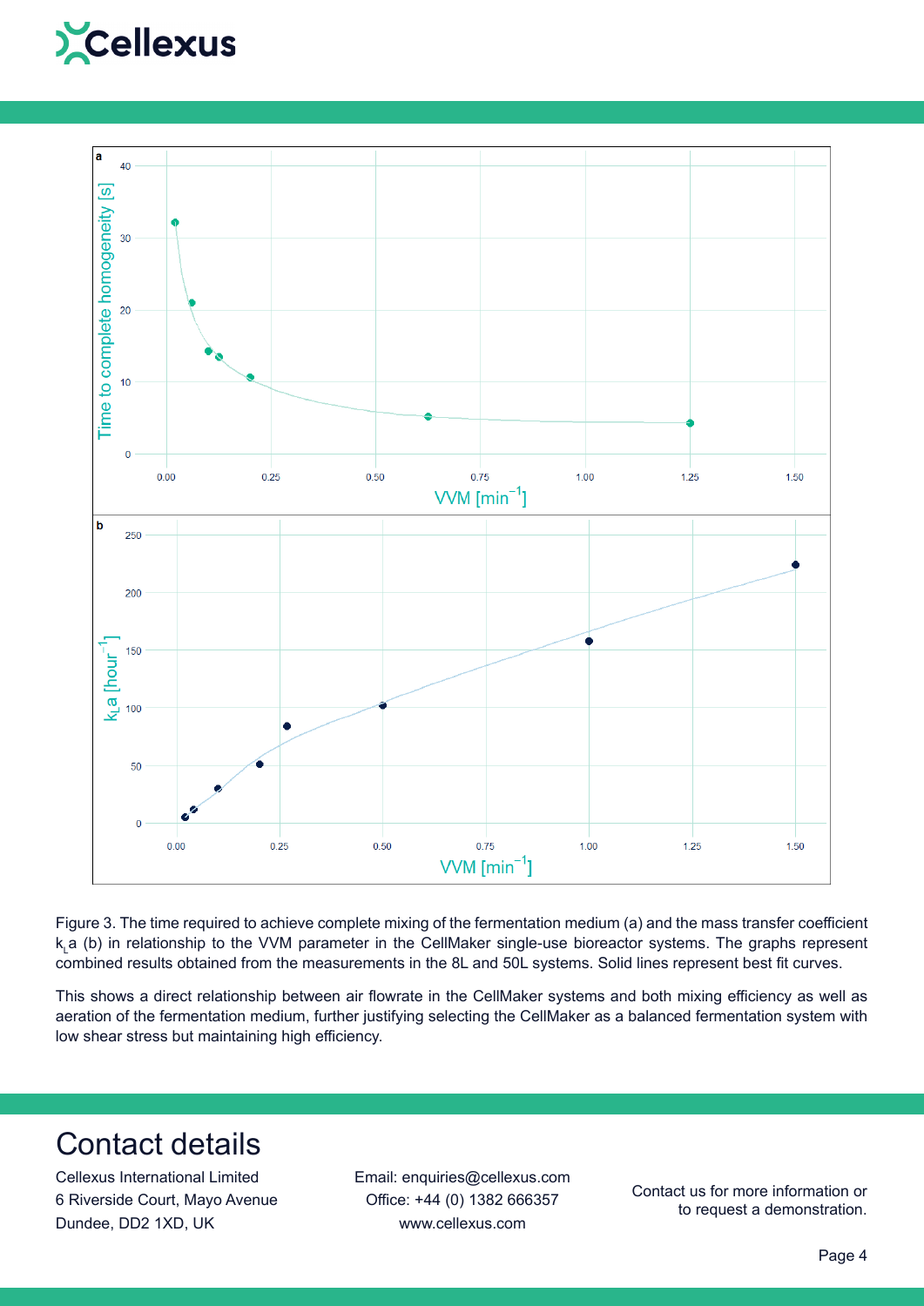a

40

30

20

10

0

Time to complete homogeneity [s]

0.00 0.25 0.50 0.75 1.00 1.25 1.50

VVM [$min^{-1}$]

b

250

200

150

100

50

0

$k_La$ [$hour^{-1}$]

0.00 0.25 0.50 0.75 1.00 1.25 1.50

VVM [$min^{-1}$]

Figure 3. The time required to achieve complete mixing of the fermentation medium (a) and the mass transfer coefficient $k_La$ (b) in relationship to the VVM parameter in the CellMaker single-use bioreactor systems. The graphs represent combined results obtained from the measurements in the 8L and 50L systems. Solid lines represent best fit curves.

This shows a direct relationship between air flowrate in the CellMaker systems and both mixing efficiency as well as aeration of the fermentation medium, further justifying selecting the CellMaker as a balanced fermentation system with low shear stress but maintaining high efficiency.

# Contact details

Cellexus International Limited
6 Riverside Court, Mayo Avenue
Dundee, DD2 1XD, UK

Email: enquiries@cellexus.com
Office: +44 (0) 1382 666357
www.cellexus.com

Contact us for more information or to request a demonstration.